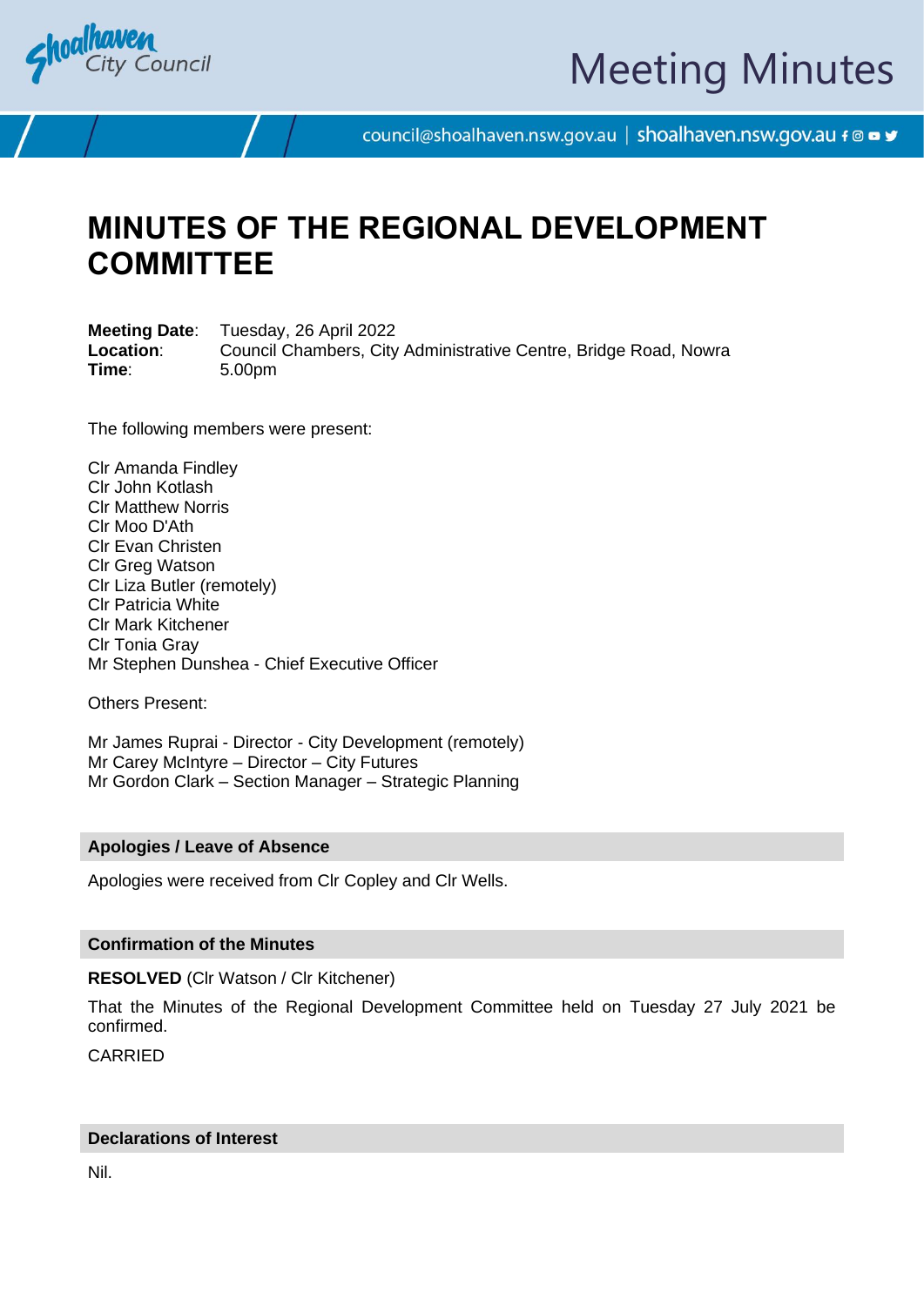# Meeting Minutes

# MINUTES OF THE REGIONAL DEVELOPMENT COMMITTEE

**Meeting Date**: Tuesday, 26 April 2022
**Location**: Council Chambers, City Administrative Centre, Bridge Road, Nowra
**Time**: 5.00pm

The following members were present:

Clr Amanda Findley
Clr John Kotlash
Clr Matthew Norris
Clr Moo D'Ath
Clr Evan Christen
Clr Greg Watson
Clr Liza Butler (remotely)
Clr Patricia White
Clr Mark Kitchener
Clr Tonia Gray
Mr Stephen Dunshea - Chief Executive Officer

Others Present:

Mr James Ruprai - Director - City Development (remotely)
Mr Carey McIntyre – Director – City Futures
Mr Gordon Clark – Section Manager – Strategic Planning

## Apologies / Leave of Absence

Apologies were received from Clr Copley and Clr Wells.

## Confirmation of the Minutes

**RESOLVED** (Clr Watson / Clr Kitchener)

That the Minutes of the Regional Development Committee held on Tuesday 27 July 2021 be confirmed.

CARRIED

## Declarations of Interest

Nil.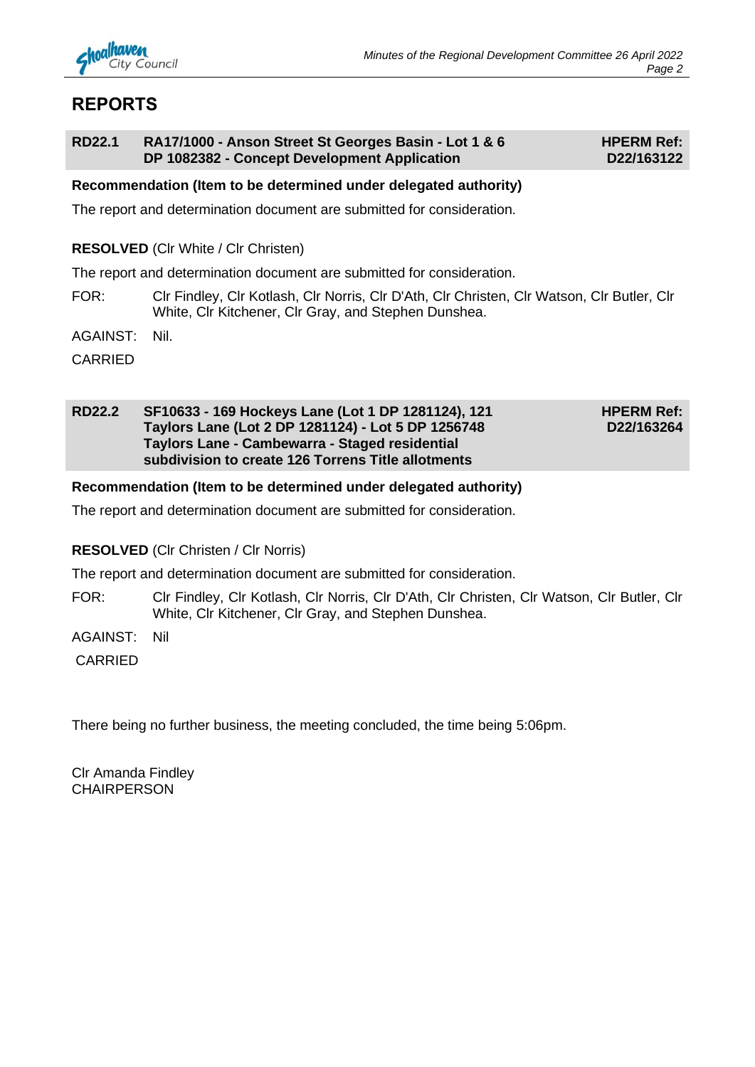# REPORTS

| | | |
|---|---|---|
| **RD22.1** | **RA17/1000 - Anson Street St Georges Basin - Lot 1 & 6 DP 1082382 - Concept Development Application** | **HPERM Ref: D22/163122** |

**Recommendation (Item to be determined under delegated authority)**

The report and determination document are submitted for consideration.

**RESOLVED** (Clr White / Clr Christen)

The report and determination document are submitted for consideration.

FOR: Clr Findley, Clr Kotlash, Clr Norris, Clr D'Ath, Clr Christen, Clr Watson, Clr Butler, Clr White, Clr Kitchener, Clr Gray, and Stephen Dunshea.

AGAINST: Nil.

CARRIED

| | | |
|---|---|---|
| **RD22.2** | **SF10633 - 169 Hockeys Lane (Lot 1 DP 1281124), 121 Taylors Lane (Lot 2 DP 1281124) - Lot 5 DP 1256748 Taylors Lane - Cambewarra - Staged residential subdivision to create 126 Torrens Title allotments** | **HPERM Ref: D22/163264** |

**Recommendation (Item to be determined under delegated authority)**

The report and determination document are submitted for consideration.

**RESOLVED** (Clr Christen / Clr Norris)

The report and determination document are submitted for consideration.

FOR: Clr Findley, Clr Kotlash, Clr Norris, Clr D'Ath, Clr Christen, Clr Watson, Clr Butler, Clr White, Clr Kitchener, Clr Gray, and Stephen Dunshea.

AGAINST: Nil

CARRIED

There being no further business, the meeting concluded, the time being 5:06pm.

Clr Amanda Findley
CHAIRPERSON